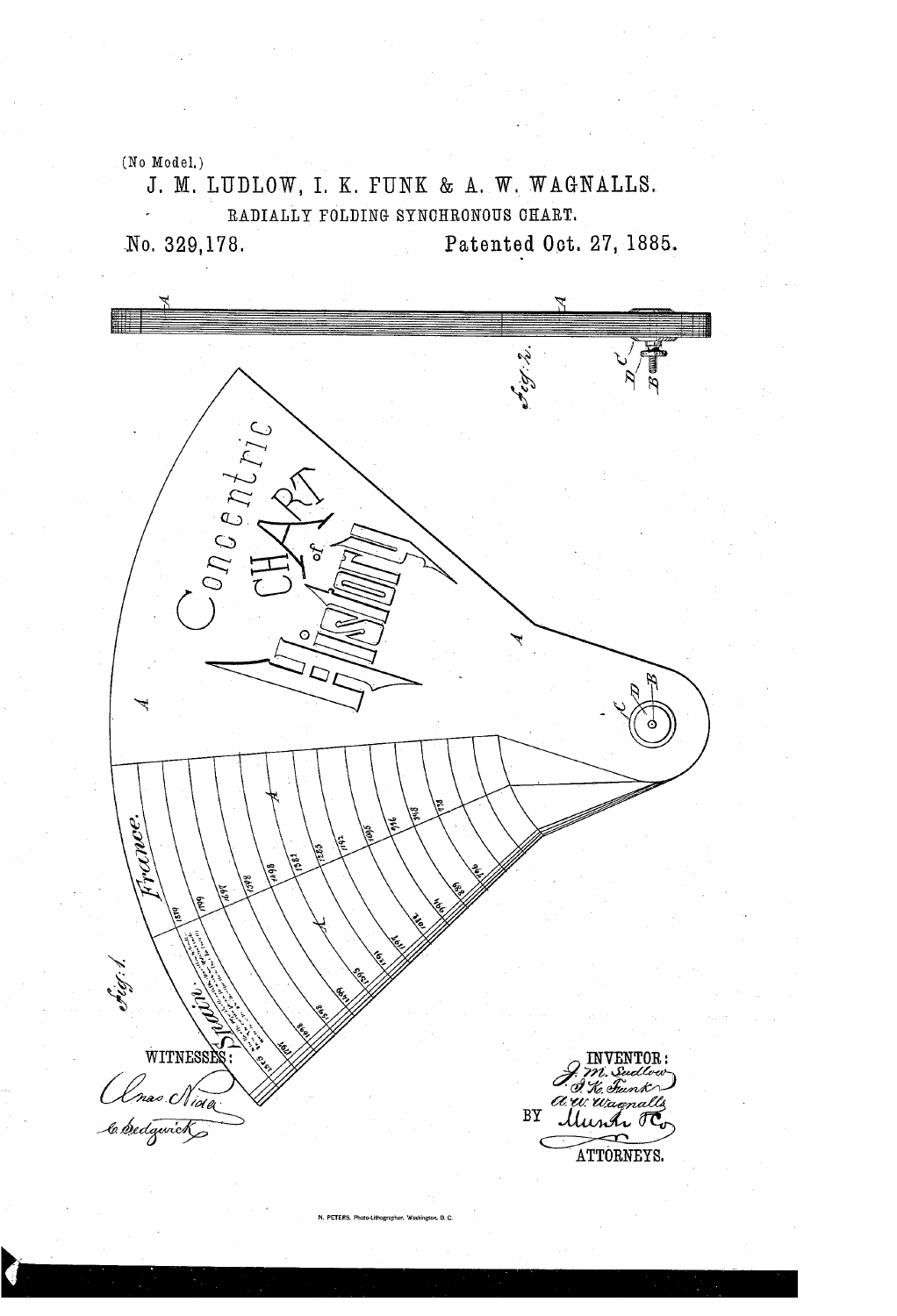(No Model.)

# J. M. LUDLOW, I. K. FUNK & A. W. WAGNALLS.

## RADIALLY FOLDING SYNCHRONOUS CHART.

No. 329,178. Patented Oct. 27, 1885.

Fig. 2.

Fig. 1.

Concentric CHART of History

France.

Spain.

WITNESSES:

Chas. Nida

C. Sedgwick

INVENTOR:

J. M. Ludlow

I. K. Funk

A. W. Wagnalls

BY Munn & Co

ATTORNEYS.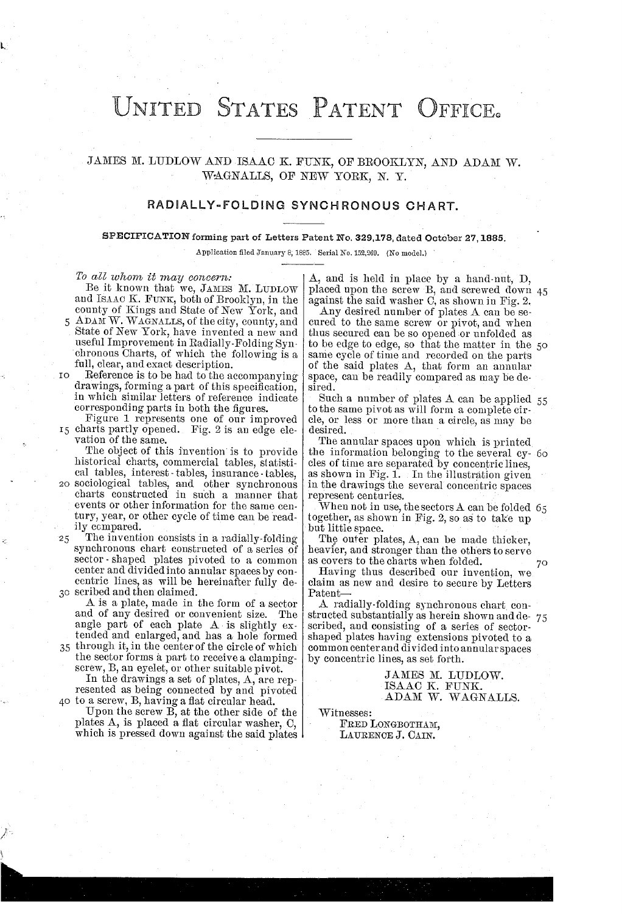# UNITED STATES PATENT OFFICE.

JAMES M. LUDLOW AND ISAAC K. FUNK, OF BROOKLYN, AND ADAM W. WAGNALLS, OF NEW YORK, N. Y.

## RADIALLY-FOLDING SYNCHRONOUS CHART.

SPECIFICATION forming part of Letters Patent No. 329,178, dated October 27, 1885.

Application filed January 8, 1885. Serial No. 152,269. (No model.)

*To all whom it may concern:*

Be it known that we, JAMES M. LUDLOW and ISAAC K. FUNK, both of Brooklyn, in the county of Kings and State of New York, and ADAM W. WAGNALLS, of the city, county, and State of New York, have invented a new and useful Improvement in Radially-Folding Synchronous Charts, of which the following is a full, clear, and exact description.

Reference is to be had to the accompanying drawings, forming a part of this specification, in which similar letters of reference indicate corresponding parts in both the figures.

Figure 1 represents one of our improved charts partly opened. Fig. 2 is an edge elevation of the same.

The object of this invention is to provide historical charts, commercial tables, statistical tables, interest-tables, insurance-tables, sociological tables, and other synchronous charts constructed in such a manner that events or other information for the same century, year, or other cycle of time can be readily compared.

The invention consists in a radially-folding synchronous chart constructed of a series of sector-shaped plates pivoted to a common center and divided into annular spaces by concentric lines, as will be hereinafter fully described and then claimed.

A is a plate, made in the form of a sector and of any desired or convenient size. The angle part of each plate A is slightly extended and enlarged, and has a hole formed through it, in the center of the circle of which the sector forms a part to receive a clamping-screw, B, an eyelet, or other suitable pivot.

In the drawings a set of plates, A, are represented as being connected by and pivoted to a screw, B, having a flat circular head.

Upon the screw B, at the other side of the plates A, is placed a flat circular washer, C, which is pressed down against the said plates A, and is held in place by a hand-nut, D, placed upon the screw B, and screwed down against the said washer C, as shown in Fig. 2.

Any desired number of plates A can be secured to the same screw or pivot, and when thus secured can be so opened or unfolded as to be edge to edge, so that the matter in the same cycle of time and recorded on the parts of the said plates A, that form an annular space, can be readily compared as may be desired.

Such a number of plates A can be applied to the same pivot as will form a complete circle, or less or more than a circle, as may be desired.

The annular spaces upon which is printed the information belonging to the several cycles of time are separated by concentric lines, as shown in Fig. 1. In the illustration given in the drawings the several concentric spaces represent centuries.

When not in use, the sectors A can be folded together, as shown in Fig. 2, so as to take up but little space.

The outer plates, A, can be made thicker, heavier, and stronger than the others to serve as covers to the charts when folded.

Having thus described our invention, we claim as new and desire to secure by Letters Patent—

A radially-folding synchronous chart constructed substantially as herein shown and described, and consisting of a series of sector-shaped plates having extensions pivoted to a common center and divided into annular spaces by concentric lines, as set forth.

JAMES M. LUDLOW.
ISAAC K. FUNK.
ADAM W. WAGNALLS.

Witnesses:
FRED LONGBOTHAM,
LAURENCE J. CAIN.